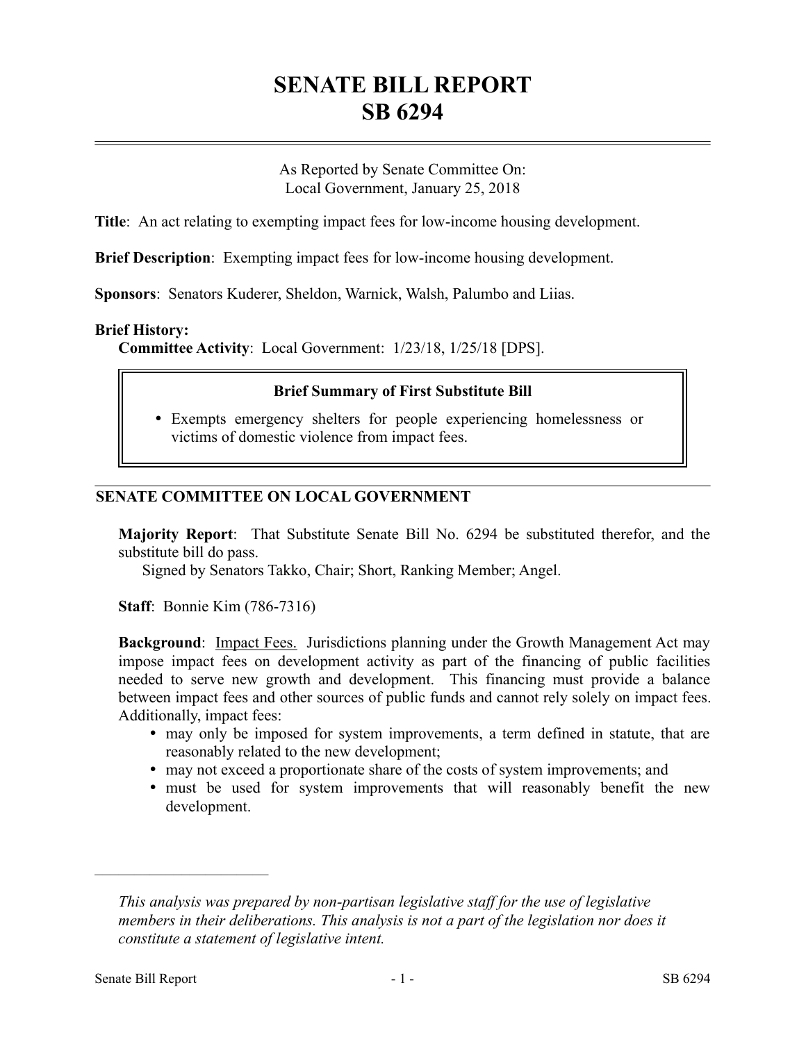# SENATE BILL REPORT
# SB 6294

As Reported by Senate Committee On:
Local Government, January 25, 2018

**Title**: An act relating to exempting impact fees for low-income housing development.

**Brief Description**: Exempting impact fees for low-income housing development.

**Sponsors**: Senators Kuderer, Sheldon, Warnick, Walsh, Palumbo and Liias.

**Brief History:**
**Committee Activity**: Local Government: 1/23/18, 1/25/18 [DPS].

**Brief Summary of First Substitute Bill**

- Exempts emergency shelters for people experiencing homelessness or victims of domestic violence from impact fees.

## SENATE COMMITTEE ON LOCAL GOVERNMENT

**Majority Report**: That Substitute Senate Bill No. 6294 be substituted therefor, and the substitute bill do pass.
Signed by Senators Takko, Chair; Short, Ranking Member; Angel.

**Staff**: Bonnie Kim (786-7316)

**Background**: Impact Fees. Jurisdictions planning under the Growth Management Act may impose impact fees on development activity as part of the financing of public facilities needed to serve new growth and development. This financing must provide a balance between impact fees and other sources of public funds and cannot rely solely on impact fees. Additionally, impact fees:

- may only be imposed for system improvements, a term defined in statute, that are reasonably related to the new development;
- may not exceed a proportionate share of the costs of system improvements; and
- must be used for system improvements that will reasonably benefit the new development.

---

*This analysis was prepared by non-partisan legislative staff for the use of legislative members in their deliberations. This analysis is not a part of the legislation nor does it constitute a statement of legislative intent.*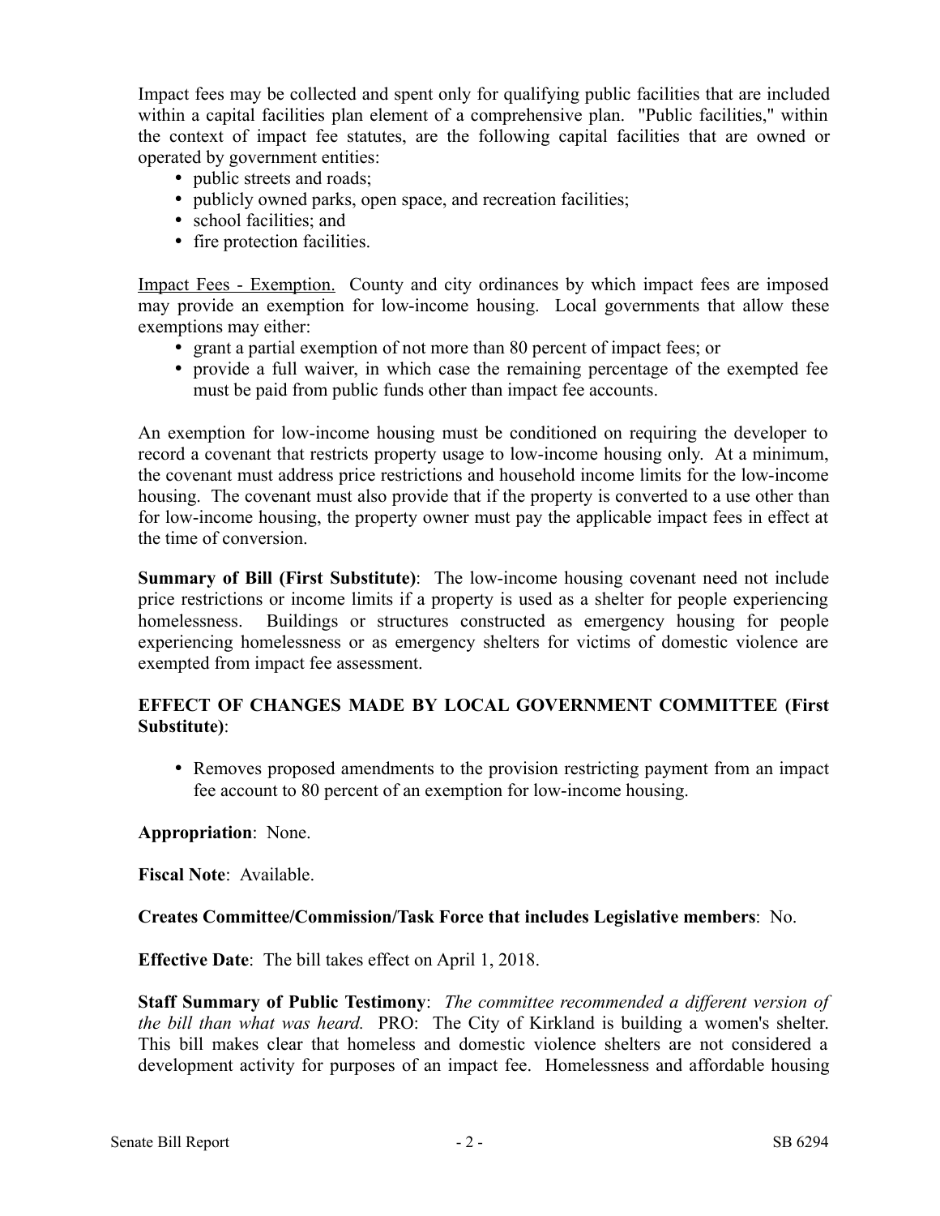Impact fees may be collected and spent only for qualifying public facilities that are included within a capital facilities plan element of a comprehensive plan. "Public facilities," within the context of impact fee statutes, are the following capital facilities that are owned or operated by government entities:

- public streets and roads;
- publicly owned parks, open space, and recreation facilities;
- school facilities; and
- fire protection facilities.

Impact Fees - Exemption. County and city ordinances by which impact fees are imposed may provide an exemption for low-income housing. Local governments that allow these exemptions may either:

- grant a partial exemption of not more than 80 percent of impact fees; or
- provide a full waiver, in which case the remaining percentage of the exempted fee must be paid from public funds other than impact fee accounts.

An exemption for low-income housing must be conditioned on requiring the developer to record a covenant that restricts property usage to low-income housing only. At a minimum, the covenant must address price restrictions and household income limits for the low-income housing. The covenant must also provide that if the property is converted to a use other than for low-income housing, the property owner must pay the applicable impact fees in effect at the time of conversion.

**Summary of Bill (First Substitute)**: The low-income housing covenant need not include price restrictions or income limits if a property is used as a shelter for people experiencing homelessness. Buildings or structures constructed as emergency housing for people experiencing homelessness or as emergency shelters for victims of domestic violence are exempted from impact fee assessment.

**EFFECT OF CHANGES MADE BY LOCAL GOVERNMENT COMMITTEE (First Substitute)**:

- Removes proposed amendments to the provision restricting payment from an impact fee account to 80 percent of an exemption for low-income housing.

**Appropriation**: None.

**Fiscal Note**: Available.

**Creates Committee/Commission/Task Force that includes Legislative members**: No.

**Effective Date**: The bill takes effect on April 1, 2018.

**Staff Summary of Public Testimony**: *The committee recommended a different version of the bill than what was heard.* PRO: The City of Kirkland is building a women's shelter. This bill makes clear that homeless and domestic violence shelters are not considered a development activity for purposes of an impact fee. Homelessness and affordable housing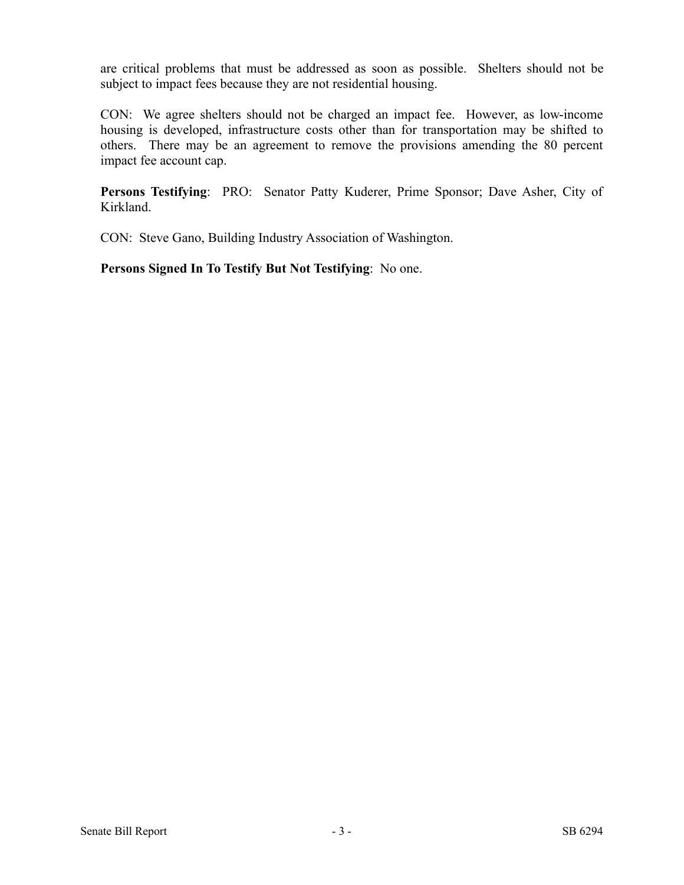are critical problems that must be addressed as soon as possible. Shelters should not be subject to impact fees because they are not residential housing.

CON: We agree shelters should not be charged an impact fee. However, as low-income housing is developed, infrastructure costs other than for transportation may be shifted to others. There may be an agreement to remove the provisions amending the 80 percent impact fee account cap.

**Persons Testifying**: PRO: Senator Patty Kuderer, Prime Sponsor; Dave Asher, City of Kirkland.

CON: Steve Gano, Building Industry Association of Washington.

**Persons Signed In To Testify But Not Testifying**: No one.